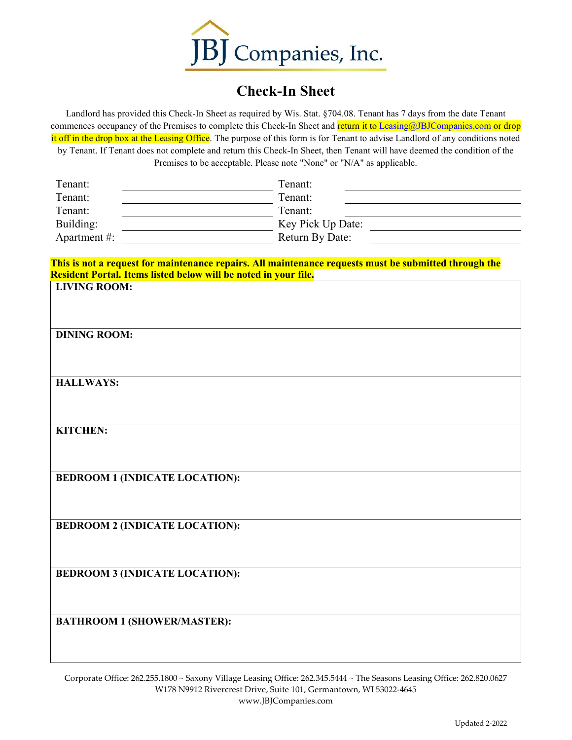JBJ Companies, Inc.

# Check-In Sheet

Landlord has provided this Check-In Sheet as required by Wis. Stat. §704.08. Tenant has 7 days from the date Tenant commences occupancy of the Premises to complete this Check-In Sheet and return it to Leasing@JBJCompanies.com or drop it off in the drop box at the Leasing Office. The purpose of this form is for Tenant to advise Landlord of any conditions noted by Tenant. If Tenant does not complete and return this Check-In Sheet, then Tenant will have deemed the condition of the Premises to be acceptable. Please note "None" or "N/A" as applicable.

| | | | |
|---|---|---|---|
| Tenant: | | Tenant: | |
| Tenant: | | Tenant: | |
| Tenant: | | Tenant: | |
| Building: | | Key Pick Up Date: | |
| Apartment #: | | Return By Date: | |

**This is not a request for maintenance repairs. All maintenance requests must be submitted through the Resident Portal. Items listed below will be noted in your file.**

| |
|---|
| **LIVING ROOM:** |
| **DINING ROOM:** |
| **HALLWAYS:** |
| **KITCHEN:** |
| **BEDROOM 1 (INDICATE LOCATION):** |
| **BEDROOM 2 (INDICATE LOCATION):** |
| **BEDROOM 3 (INDICATE LOCATION):** |
| **BATHROOM 1 (SHOWER/MASTER):** |

Corporate Office: 262.255.1800 ~ Saxony Village Leasing Office: 262.345.5444 ~ The Seasons Leasing Office: 262.820.0627
W178 N9912 Rivercrest Drive, Suite 101, Germantown, WI 53022-4645
www.JBJCompanies.com

Updated 2-2022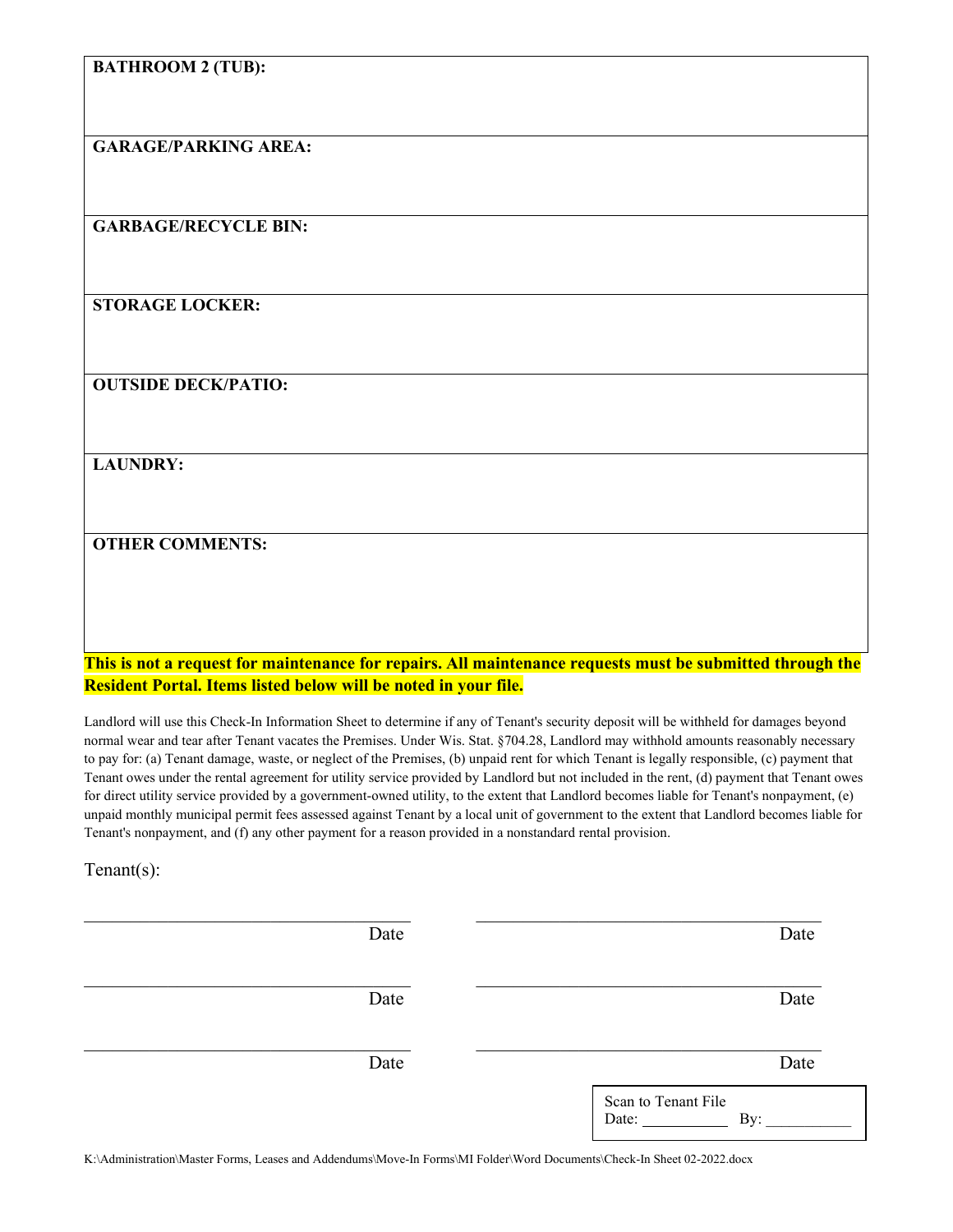| |
|---|
| **BATHROOM 2 (TUB):** |
| **GARAGE/PARKING AREA:** |
| **GARBAGE/RECYCLE BIN:** |
| **STORAGE LOCKER:** |
| **OUTSIDE DECK/PATIO:** |
| **LAUNDRY:** |
| **OTHER COMMENTS:** |

**This is not a request for maintenance for repairs. All maintenance requests must be submitted through the Resident Portal. Items listed below will be noted in your file.**

Landlord will use this Check-In Information Sheet to determine if any of Tenant's security deposit will be withheld for damages beyond normal wear and tear after Tenant vacates the Premises. Under Wis. Stat. §704.28, Landlord may withhold amounts reasonably necessary to pay for: (a) Tenant damage, waste, or neglect of the Premises, (b) unpaid rent for which Tenant is legally responsible, (c) payment that Tenant owes under the rental agreement for utility service provided by Landlord but not included in the rent, (d) payment that Tenant owes for direct utility service provided by a government-owned utility, to the extent that Landlord becomes liable for Tenant's nonpayment, (e) unpaid monthly municipal permit fees assessed against Tenant by a local unit of government to the extent that Landlord becomes liable for Tenant's nonpayment, and (f) any other payment for a reason provided in a nonstandard rental provision.

Tenant(s):

| | |
|---|---|
| ______________________________ Date | ______________________________ Date |
| ______________________________ Date | ______________________________ Date |
| ______________________________ Date | ______________________________ Date |

Scan to Tenant File
Date: ___________ By: ___________

K:\Administration\Master Forms, Leases and Addendums\Move-In Forms\MI Folder\Word Documents\Check-In Sheet 02-2022.docx